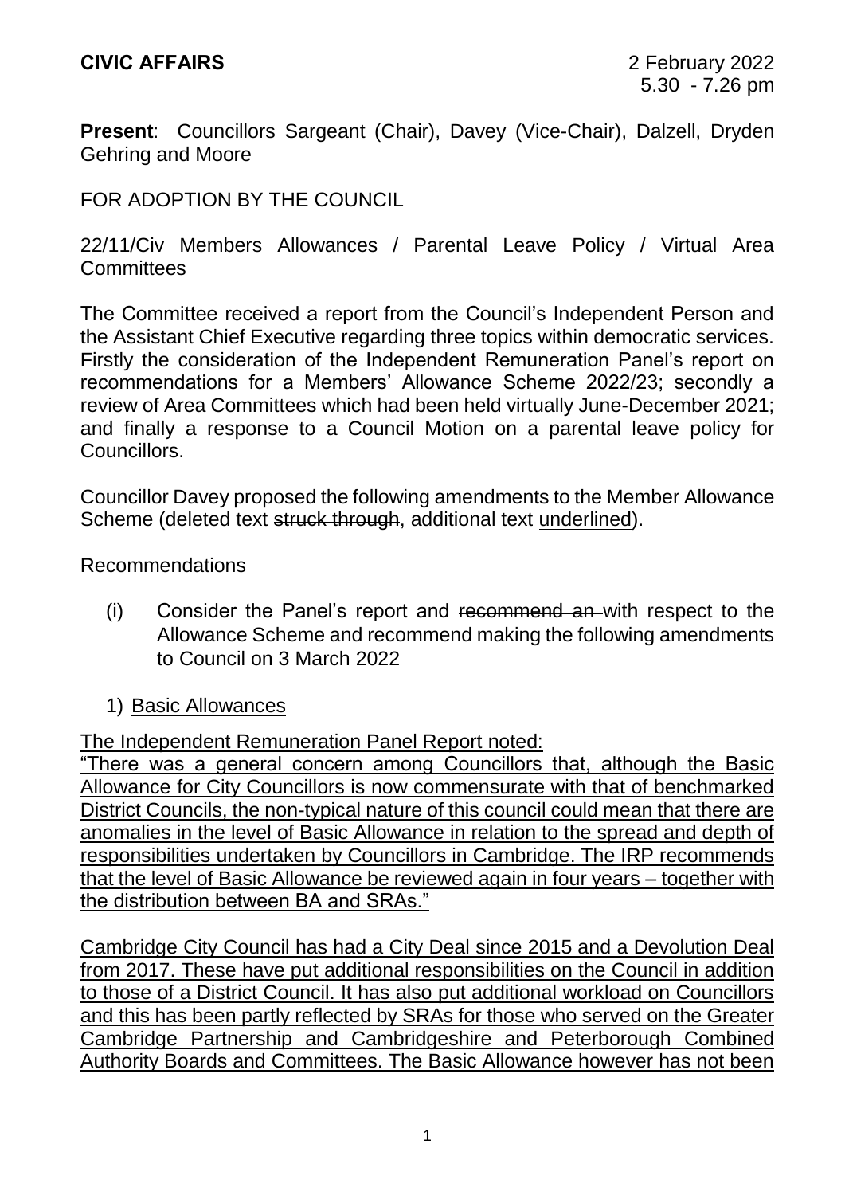**CIVIC AFFAIRS** 2 February 2022
5.30 - 7.26 pm

**Present**: Councillors Sargeant (Chair), Davey (Vice-Chair), Dalzell, Dryden Gehring and Moore

FOR ADOPTION BY THE COUNCIL

22/11/Civ Members Allowances / Parental Leave Policy / Virtual Area Committees

The Committee received a report from the Council's Independent Person and the Assistant Chief Executive regarding three topics within democratic services. Firstly the consideration of the Independent Remuneration Panel's report on recommendations for a Members' Allowance Scheme 2022/23; secondly a review of Area Committees which had been held virtually June-December 2021; and finally a response to a Council Motion on a parental leave policy for Councillors.

Councillor Davey proposed the following amendments to the Member Allowance Scheme (deleted text ~~struck through~~, additional text <u>underlined</u>).

Recommendations

(i) Consider the Panel's report and ~~recommend an~~ with respect to the Allowance Scheme and recommend making the following amendments to Council on 3 March 2022

1) <u>Basic Allowances</u>

<u>The Independent Remuneration Panel Report noted:</u>
<u>"There was a general concern among Councillors that, although the Basic Allowance for City Councillors is now commensurate with that of benchmarked District Councils, the non-typical nature of this council could mean that there are anomalies in the level of Basic Allowance in relation to the spread and depth of responsibilities undertaken by Councillors in Cambridge. The IRP recommends that the level of Basic Allowance be reviewed again in four years – together with the distribution between BA and SRAs."</u>

<u>Cambridge City Council has had a City Deal since 2015 and a Devolution Deal from 2017. These have put additional responsibilities on the Council in addition to those of a District Council. It has also put additional workload on Councillors and this has been partly reflected by SRAs for those who served on the Greater Cambridge Partnership and Cambridgeshire and Peterborough Combined Authority Boards and Committees. The Basic Allowance however has not been</u>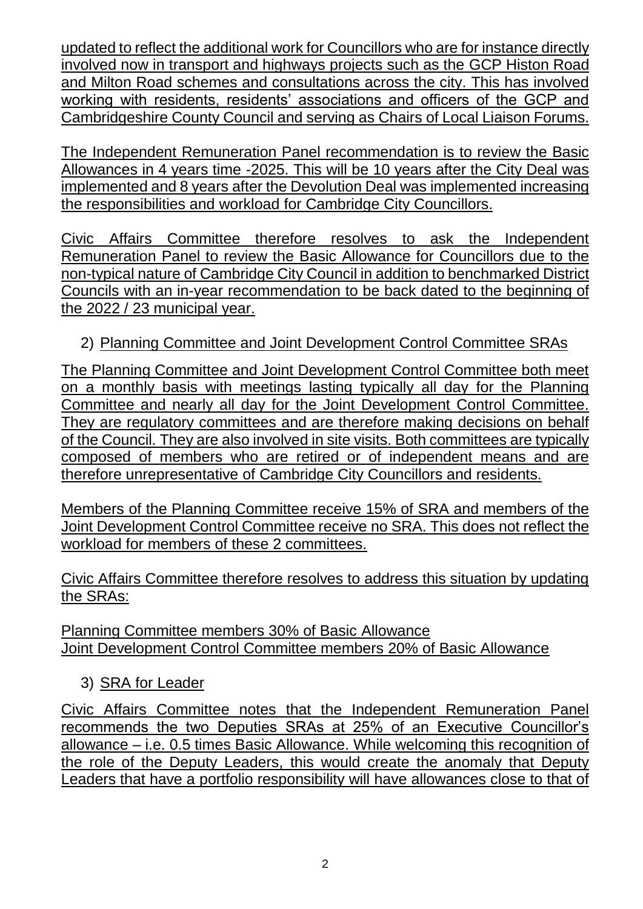updated to reflect the additional work for Councillors who are for instance directly involved now in transport and highways projects such as the GCP Histon Road and Milton Road schemes and consultations across the city. This has involved working with residents, residents' associations and officers of the GCP and Cambridgeshire County Council and serving as Chairs of Local Liaison Forums.

The Independent Remuneration Panel recommendation is to review the Basic Allowances in 4 years time -2025. This will be 10 years after the City Deal was implemented and 8 years after the Devolution Deal was implemented increasing the responsibilities and workload for Cambridge City Councillors.

Civic Affairs Committee therefore resolves to ask the Independent Remuneration Panel to review the Basic Allowance for Councillors due to the non-typical nature of Cambridge City Council in addition to benchmarked District Councils with an in-year recommendation to be back dated to the beginning of the 2022 / 23 municipal year.

2) Planning Committee and Joint Development Control Committee SRAs

The Planning Committee and Joint Development Control Committee both meet on a monthly basis with meetings lasting typically all day for the Planning Committee and nearly all day for the Joint Development Control Committee. They are regulatory committees and are therefore making decisions on behalf of the Council. They are also involved in site visits. Both committees are typically composed of members who are retired or of independent means and are therefore unrepresentative of Cambridge City Councillors and residents.

Members of the Planning Committee receive 15% of SRA and members of the Joint Development Control Committee receive no SRA. This does not reflect the workload for members of these 2 committees.

Civic Affairs Committee therefore resolves to address this situation by updating the SRAs:

Planning Committee members 30% of Basic Allowance
Joint Development Control Committee members 20% of Basic Allowance

3) SRA for Leader

Civic Affairs Committee notes that the Independent Remuneration Panel recommends the two Deputies SRAs at 25% of an Executive Councillor's allowance – i.e. 0.5 times Basic Allowance. While welcoming this recognition of the role of the Deputy Leaders, this would create the anomaly that Deputy Leaders that have a portfolio responsibility will have allowances close to that of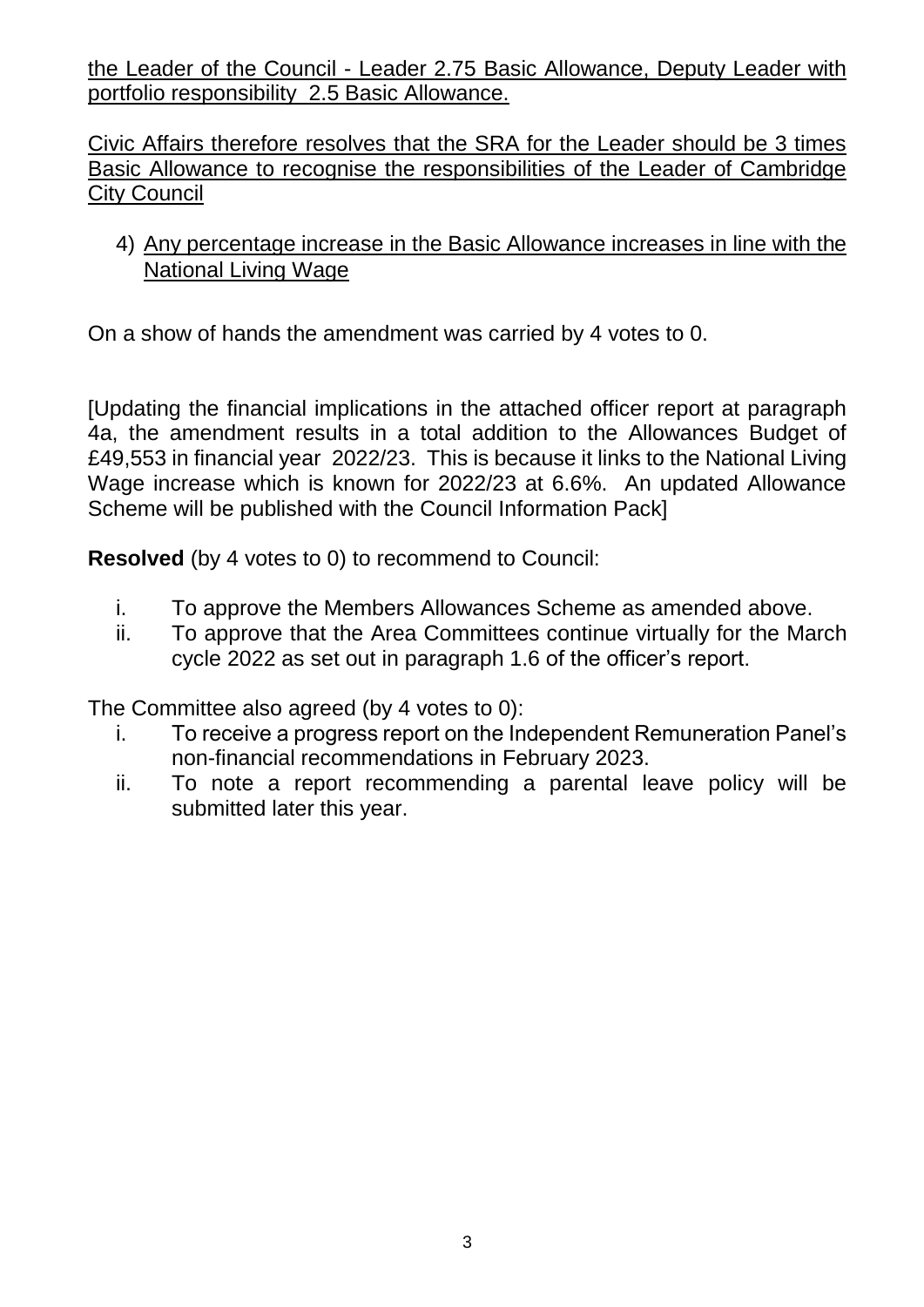the Leader of the Council - Leader 2.75 Basic Allowance, Deputy Leader with portfolio responsibility 2.5 Basic Allowance.

Civic Affairs therefore resolves that the SRA for the Leader should be 3 times Basic Allowance to recognise the responsibilities of the Leader of Cambridge City Council

4) Any percentage increase in the Basic Allowance increases in line with the National Living Wage

On a show of hands the amendment was carried by 4 votes to 0.

[Updating the financial implications in the attached officer report at paragraph 4a, the amendment results in a total addition to the Allowances Budget of £49,553 in financial year 2022/23. This is because it links to the National Living Wage increase which is known for 2022/23 at 6.6%. An updated Allowance Scheme will be published with the Council Information Pack]

**Resolved** (by 4 votes to 0) to recommend to Council:

i. To approve the Members Allowances Scheme as amended above.
ii. To approve that the Area Committees continue virtually for the March cycle 2022 as set out in paragraph 1.6 of the officer's report.

The Committee also agreed (by 4 votes to 0):

i. To receive a progress report on the Independent Remuneration Panel's non-financial recommendations in February 2023.
ii. To note a report recommending a parental leave policy will be submitted later this year.